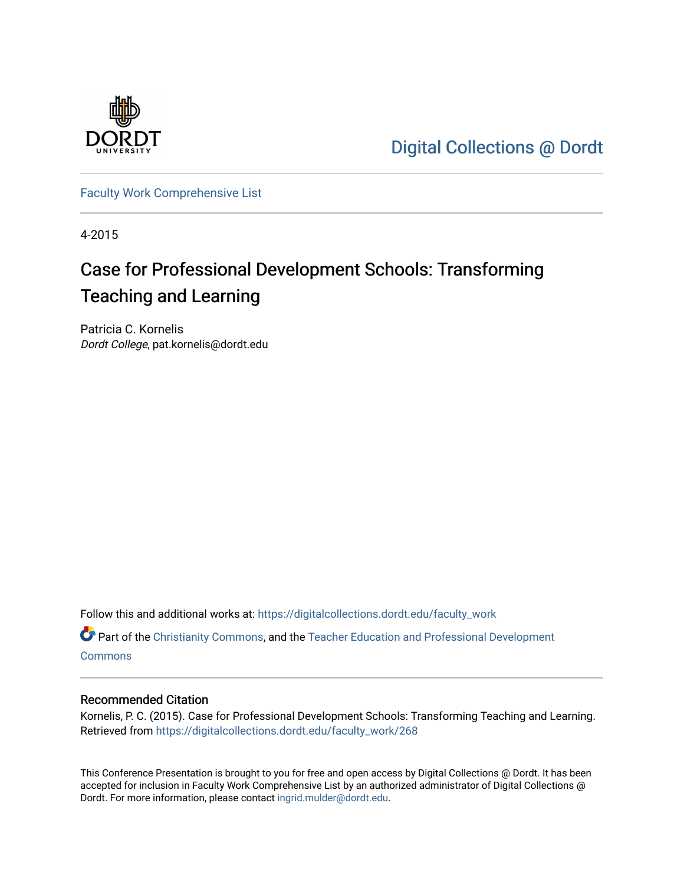Digital Collections @ Dordt

Faculty Work Comprehensive List

4-2015

# Case for Professional Development Schools: Transforming Teaching and Learning

Patricia C. Kornelis
*Dordt College*, pat.kornelis@dordt.edu

Follow this and additional works at: https://digitalcollections.dordt.edu/faculty_work

Part of the Christianity Commons, and the Teacher Education and Professional Development Commons

## Recommended Citation

Kornelis, P. C. (2015). Case for Professional Development Schools: Transforming Teaching and Learning. Retrieved from https://digitalcollections.dordt.edu/faculty_work/268

This Conference Presentation is brought to you for free and open access by Digital Collections @ Dordt. It has been accepted for inclusion in Faculty Work Comprehensive List by an authorized administrator of Digital Collections @ Dordt. For more information, please contact ingrid.mulder@dordt.edu.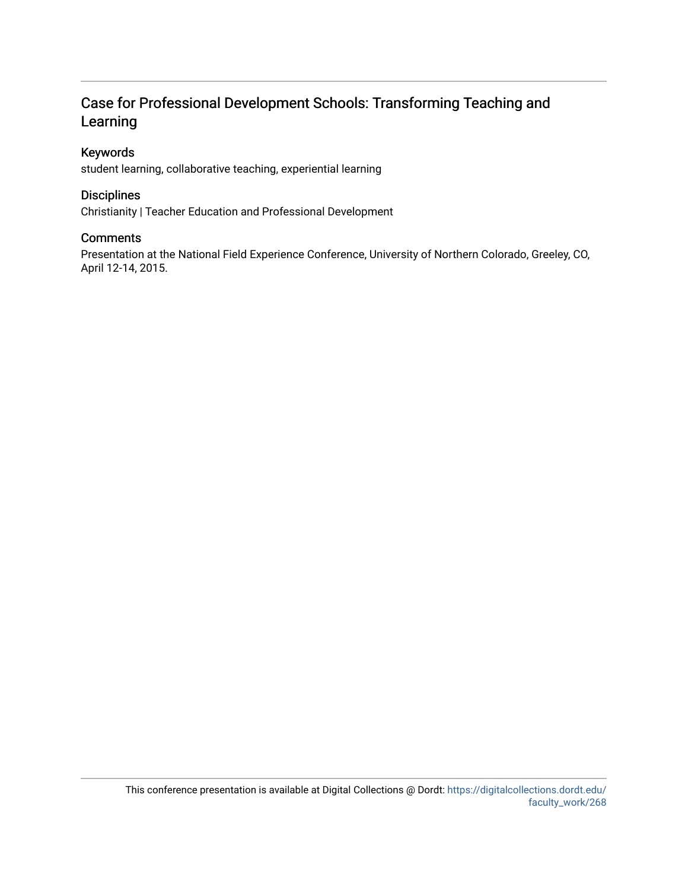# Case for Professional Development Schools: Transforming Teaching and Learning

## Keywords

student learning, collaborative teaching, experiential learning

## Disciplines

Christianity | Teacher Education and Professional Development

## Comments

Presentation at the National Field Experience Conference, University of Northern Colorado, Greeley, CO, April 12-14, 2015.

This conference presentation is available at Digital Collections @ Dordt: https://digitalcollections.dordt.edu/faculty_work/268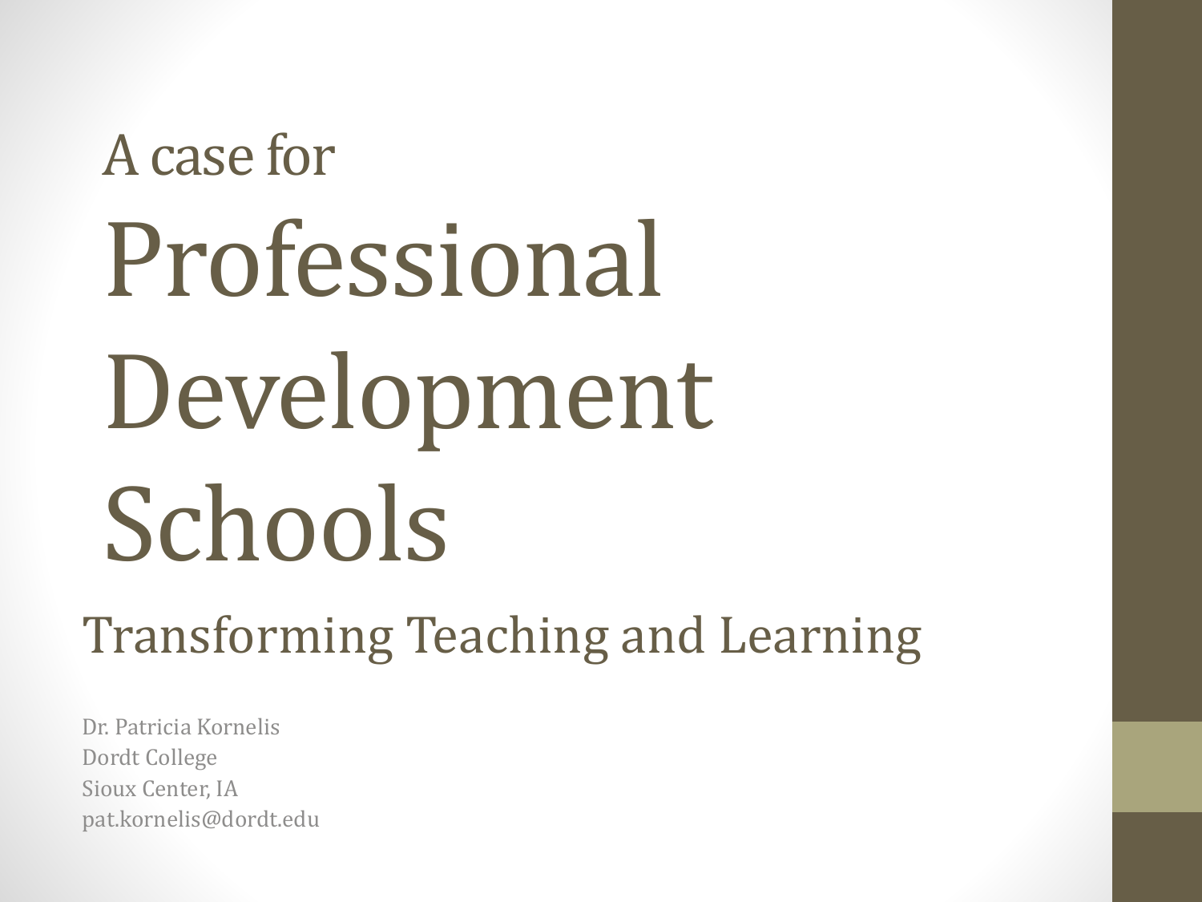A case for

# Professional Development Schools

## Transforming Teaching and Learning

Dr. Patricia Kornelis
Dordt College
Sioux Center, IA
pat.kornelis@dordt.edu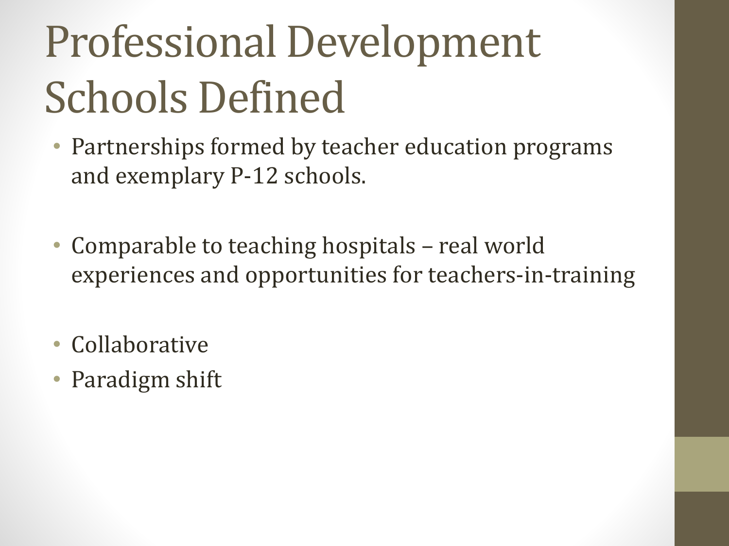# Professional Development Schools Defined

- Partnerships formed by teacher education programs and exemplary P-12 schools.

- Comparable to teaching hospitals – real world experiences and opportunities for teachers-in-training

- Collaborative
- Paradigm shift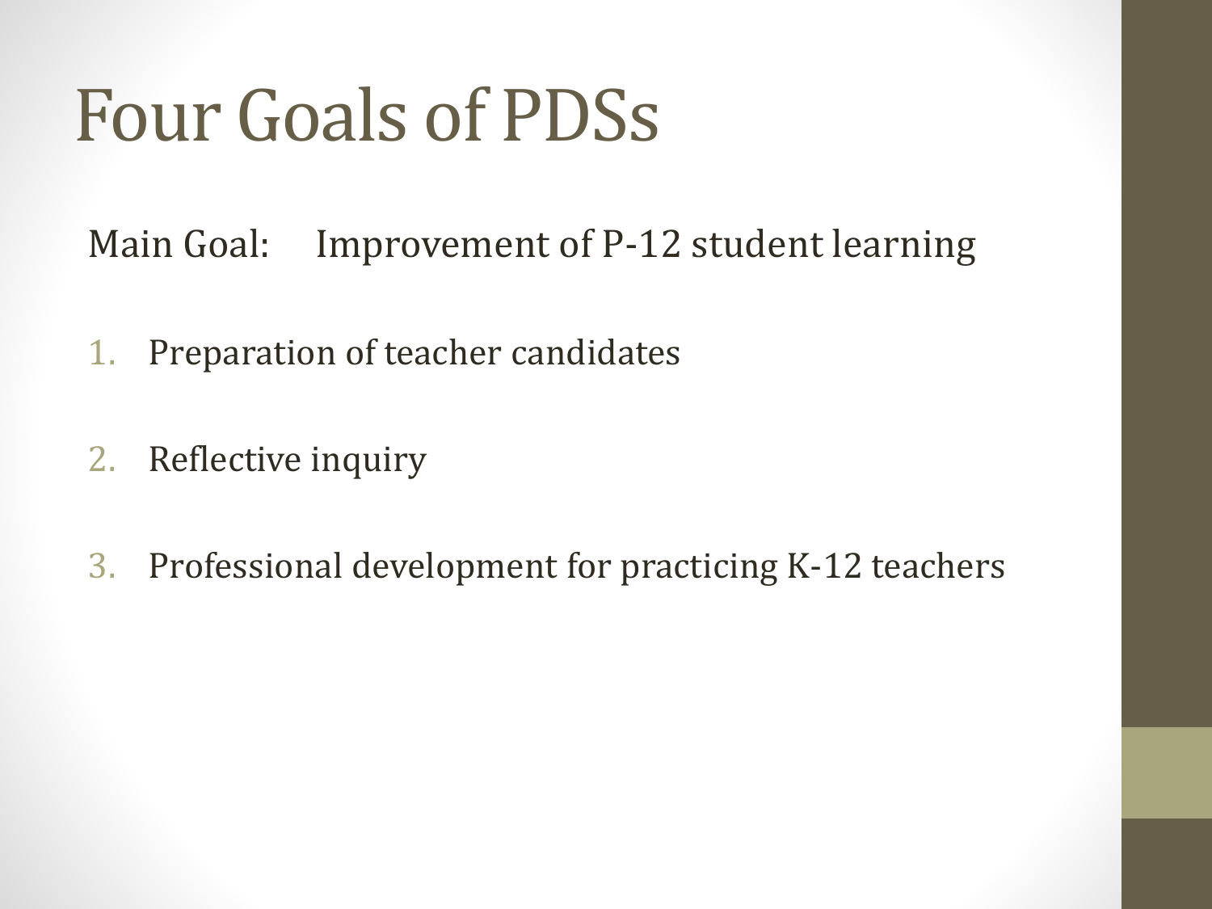# Four Goals of PDSs

Main Goal: Improvement of P-12 student learning

1. Preparation of teacher candidates
2. Reflective inquiry
3. Professional development for practicing K-12 teachers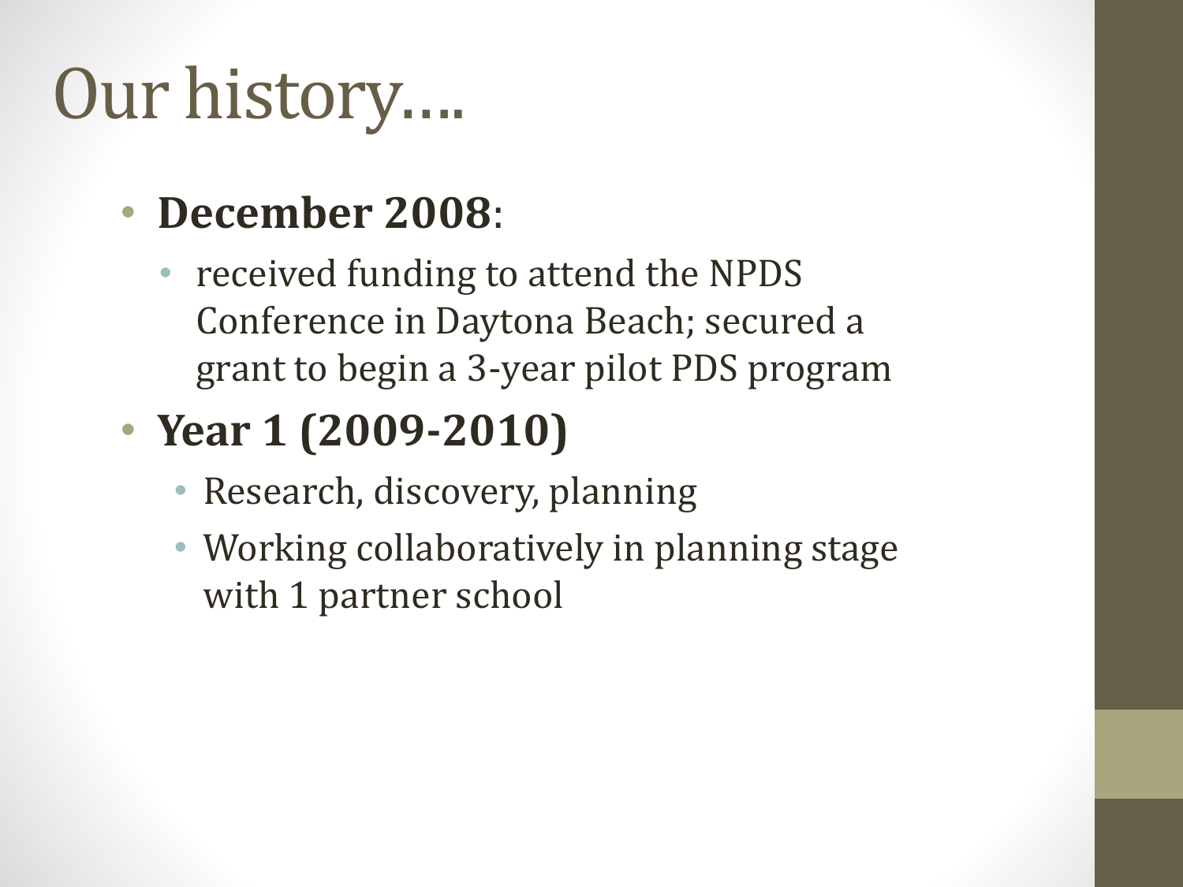# Our history….

- **December 2008**:
  - received funding to attend the NPDS Conference in Daytona Beach; secured a grant to begin a 3-year pilot PDS program
- **Year 1 (2009-2010)**
  - Research, discovery, planning
  - Working collaboratively in planning stage with 1 partner school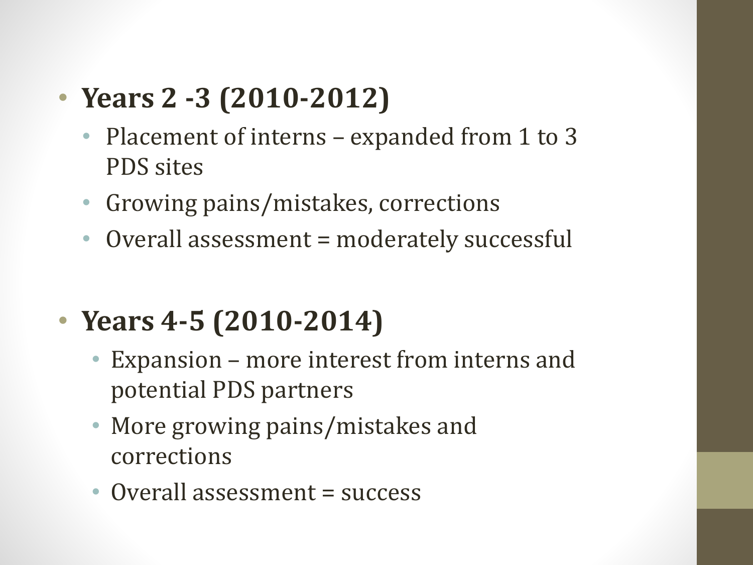- **Years 2 -3 (2010-2012)**
  - Placement of interns – expanded from 1 to 3 PDS sites
  - Growing pains/mistakes, corrections
  - Overall assessment = moderately successful

- **Years 4-5 (2010-2014)**
  - Expansion – more interest from interns and potential PDS partners
  - More growing pains/mistakes and corrections
  - Overall assessment = success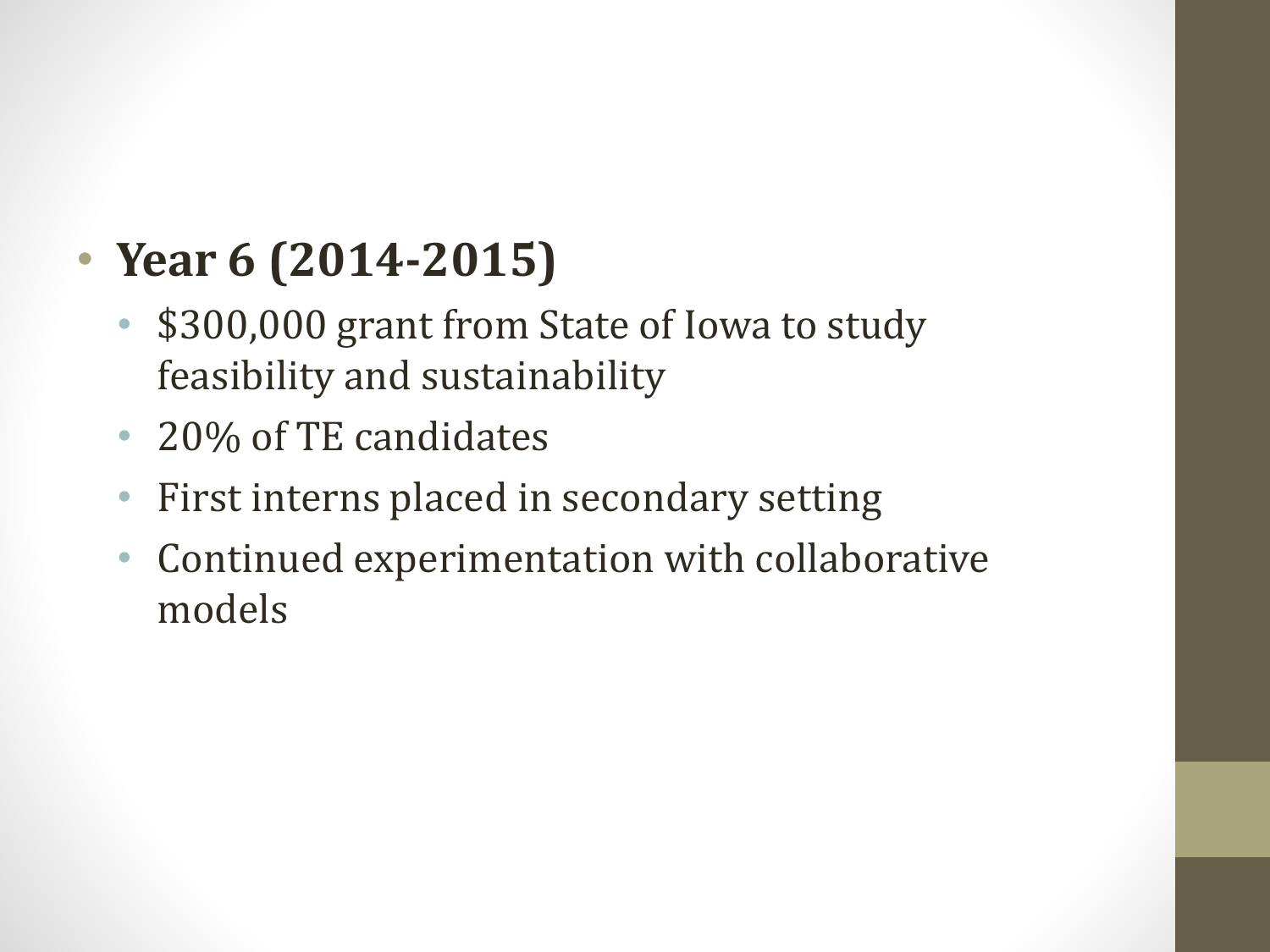- **Year 6 (2014-2015)**
  - $300,000 grant from State of Iowa to study feasibility and sustainability
  - 20% of TE candidates
  - First interns placed in secondary setting
  - Continued experimentation with collaborative models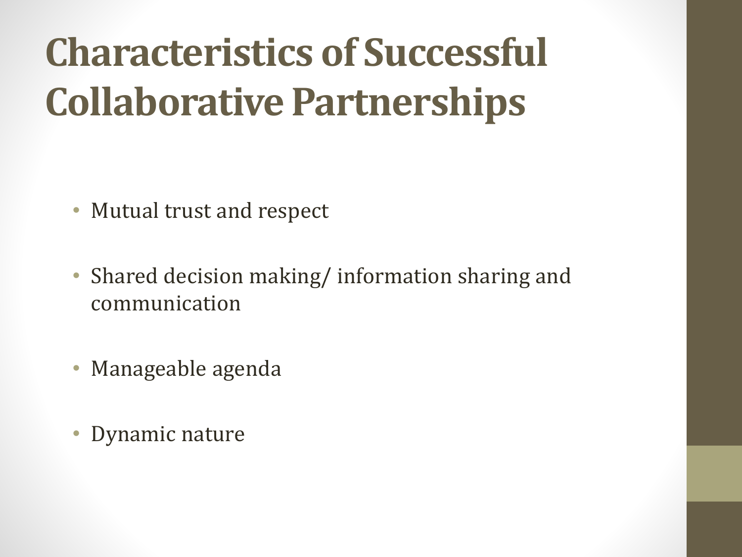# Characteristics of Successful Collaborative Partnerships

- Mutual trust and respect
- Shared decision making/ information sharing and communication
- Manageable agenda
- Dynamic nature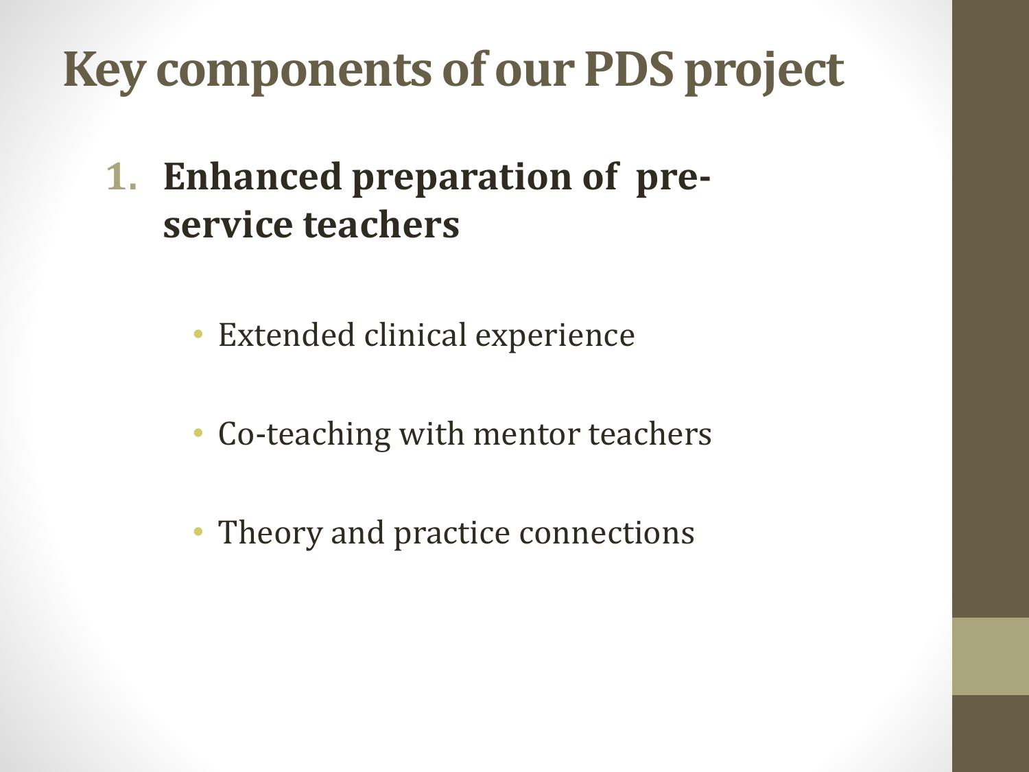# Key components of our PDS project

1. **Enhanced preparation of pre-service teachers**

   - Extended clinical experience
   - Co-teaching with mentor teachers
   - Theory and practice connections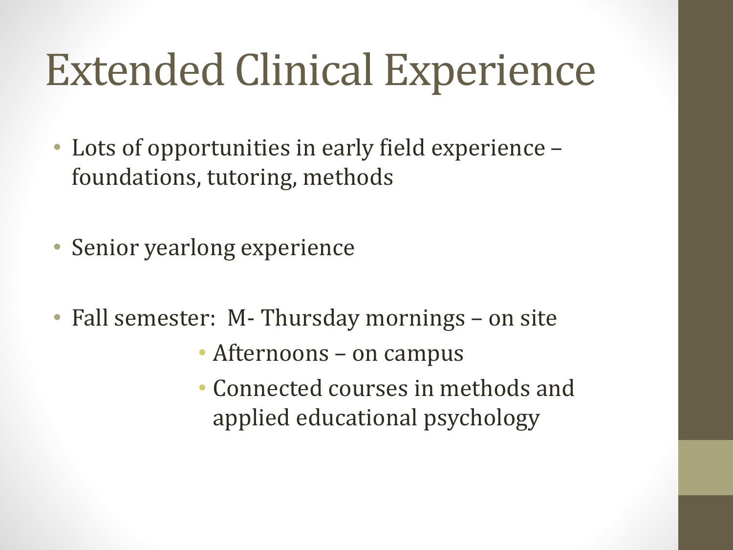# Extended Clinical Experience

- Lots of opportunities in early field experience – foundations, tutoring, methods

- Senior yearlong experience

- Fall semester: M- Thursday mornings – on site
  - Afternoons – on campus
  - Connected courses in methods and applied educational psychology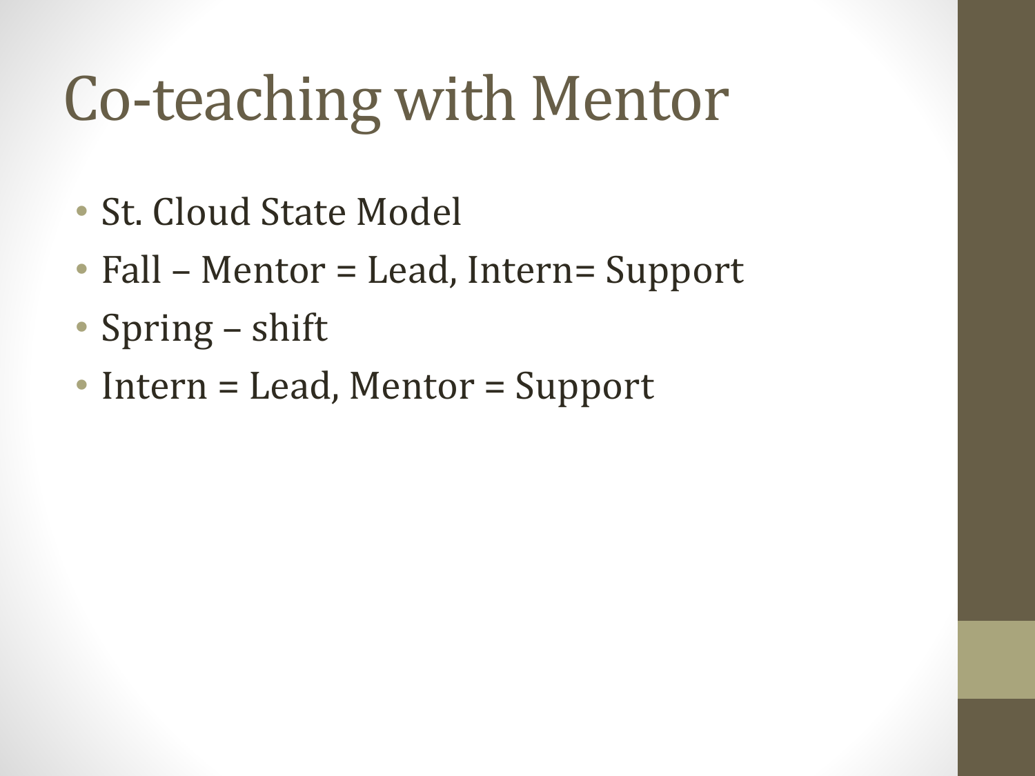# Co-teaching with Mentor

- St. Cloud State Model
- Fall – Mentor = Lead, Intern= Support
- Spring – shift
- Intern = Lead, Mentor = Support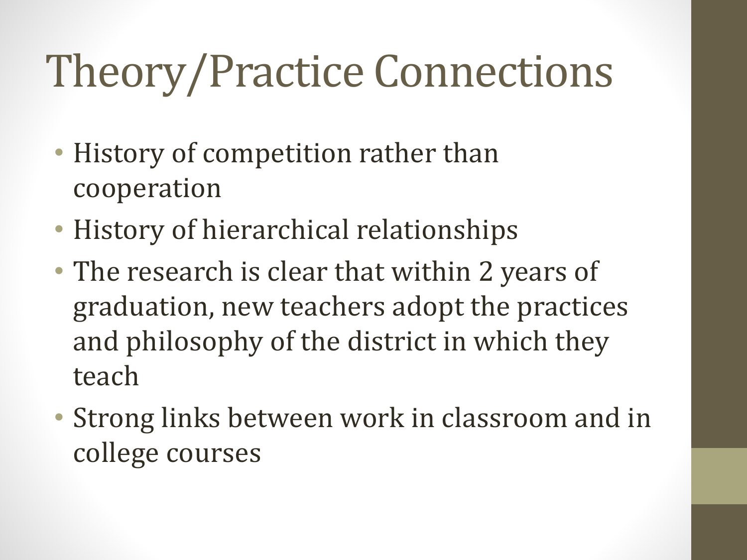# Theory/Practice Connections

- History of competition rather than cooperation
- History of hierarchical relationships
- The research is clear that within 2 years of graduation, new teachers adopt the practices and philosophy of the district in which they teach
- Strong links between work in classroom and in college courses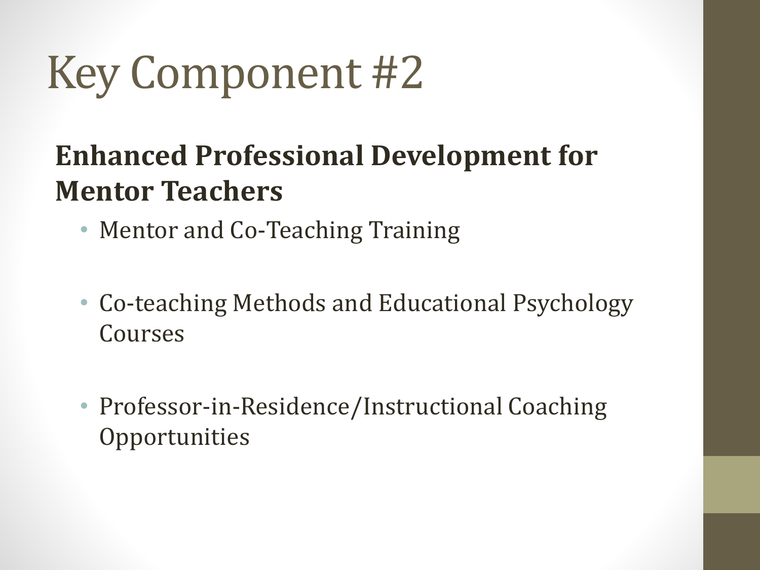# Key Component #2

**Enhanced Professional Development for Mentor Teachers**

- Mentor and Co-Teaching Training
- Co-teaching Methods and Educational Psychology Courses
- Professor-in-Residence/Instructional Coaching Opportunities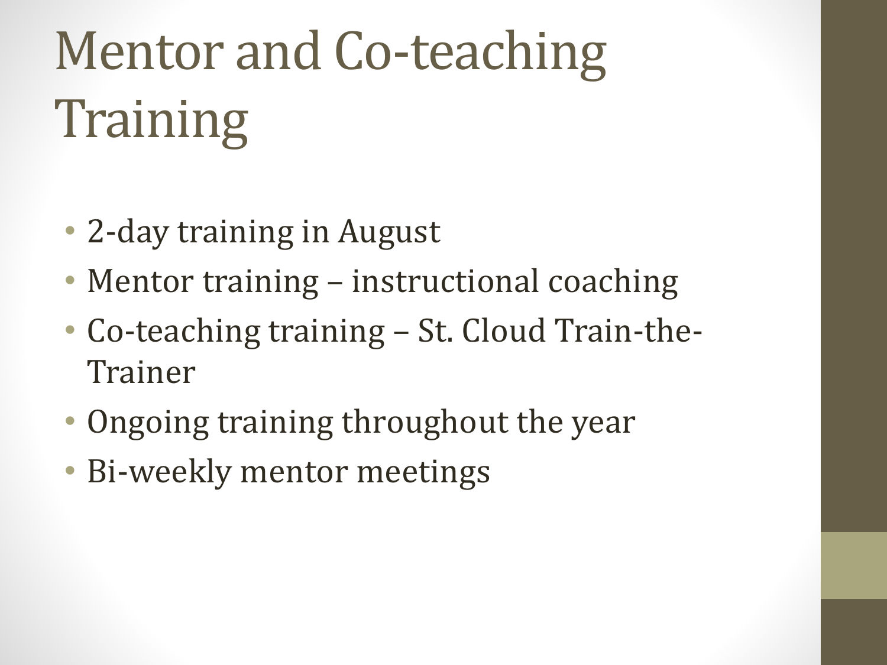# Mentor and Co-teaching Training

- 2-day training in August
- Mentor training – instructional coaching
- Co-teaching training – St. Cloud Train-the-Trainer
- Ongoing training throughout the year
- Bi-weekly mentor meetings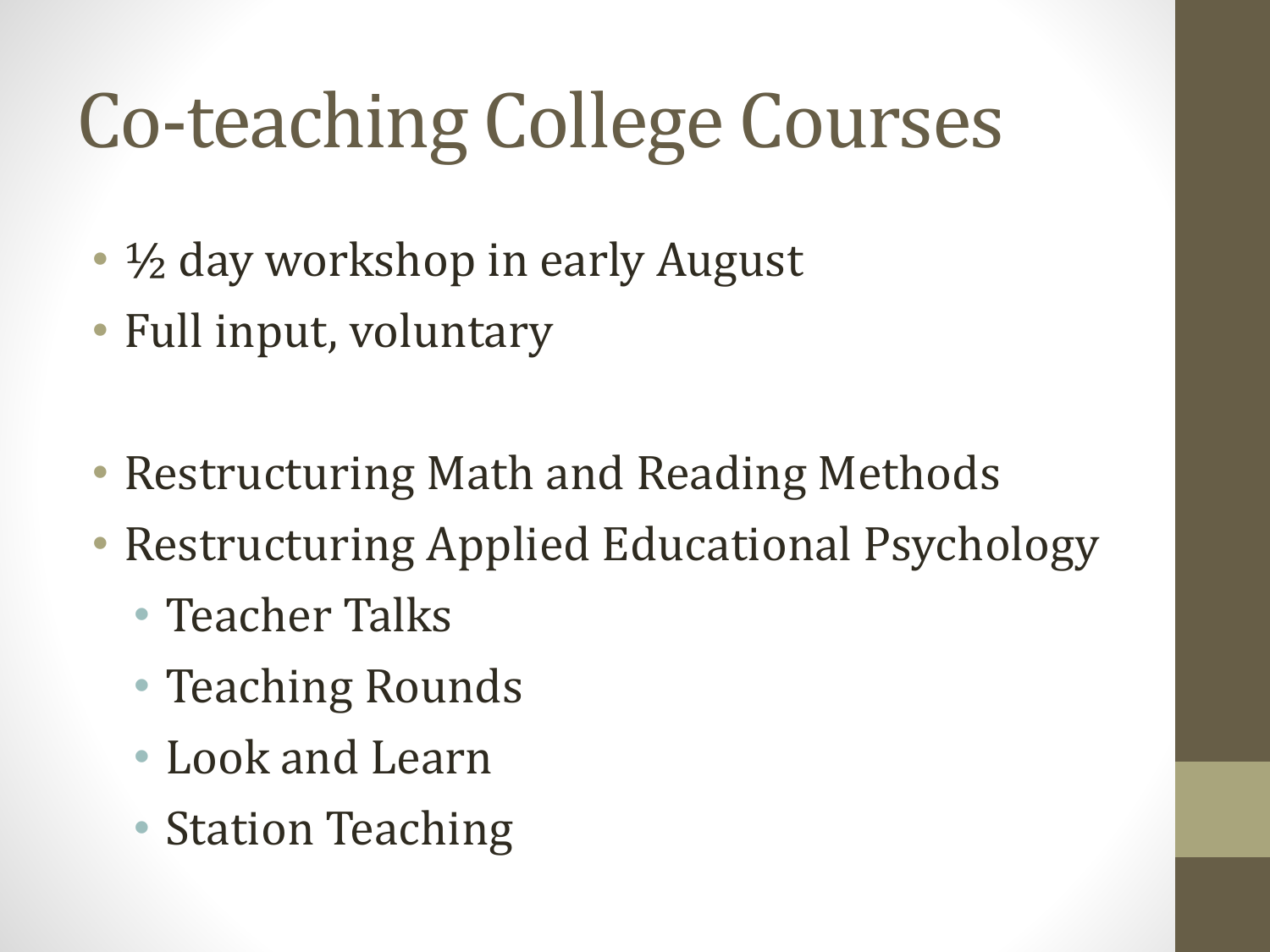# Co-teaching College Courses

- ½ day workshop in early August
- Full input, voluntary

- Restructuring Math and Reading Methods
- Restructuring Applied Educational Psychology
  - Teacher Talks
  - Teaching Rounds
  - Look and Learn
  - Station Teaching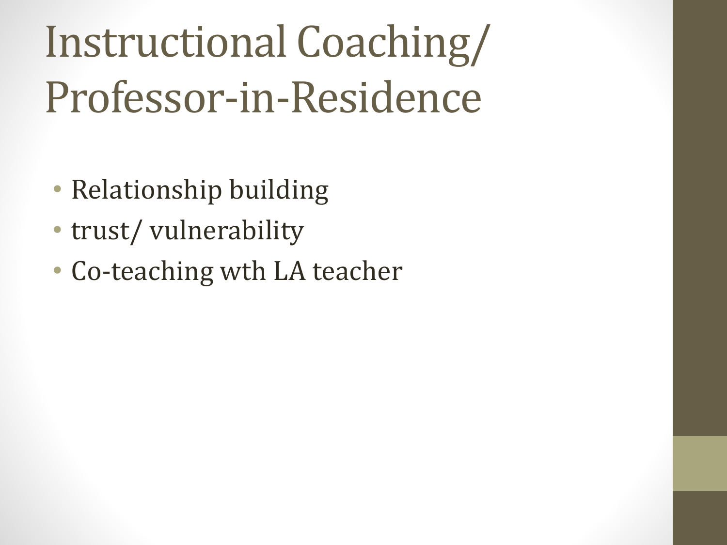# Instructional Coaching/ Professor-in-Residence

- Relationship building
- trust/ vulnerability
- Co-teaching wth LA teacher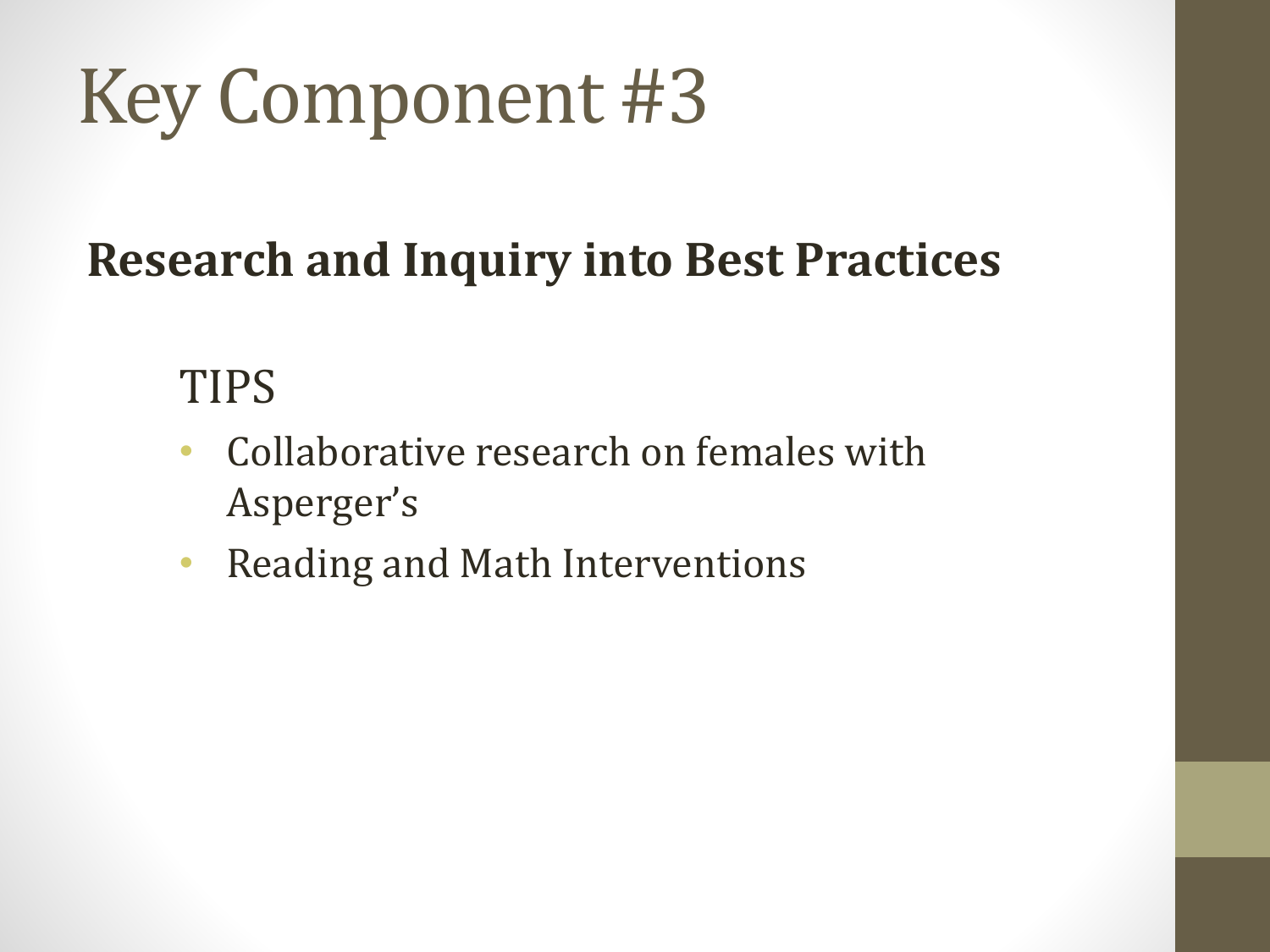# Key Component #3

**Research and Inquiry into Best Practices**

TIPS

- Collaborative research on females with Asperger's
- Reading and Math Interventions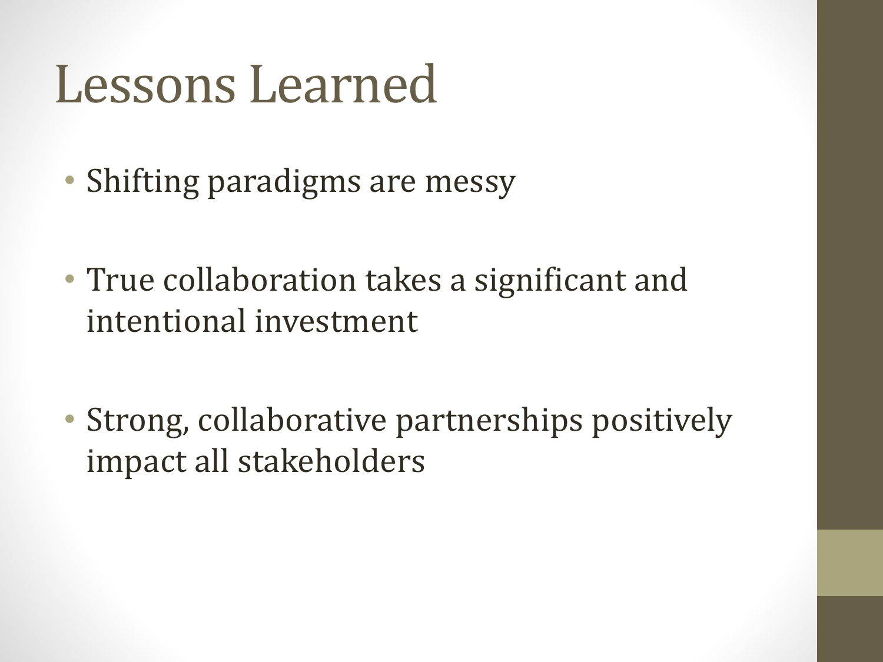# Lessons Learned

- Shifting paradigms are messy
- True collaboration takes a significant and intentional investment
- Strong, collaborative partnerships positively impact all stakeholders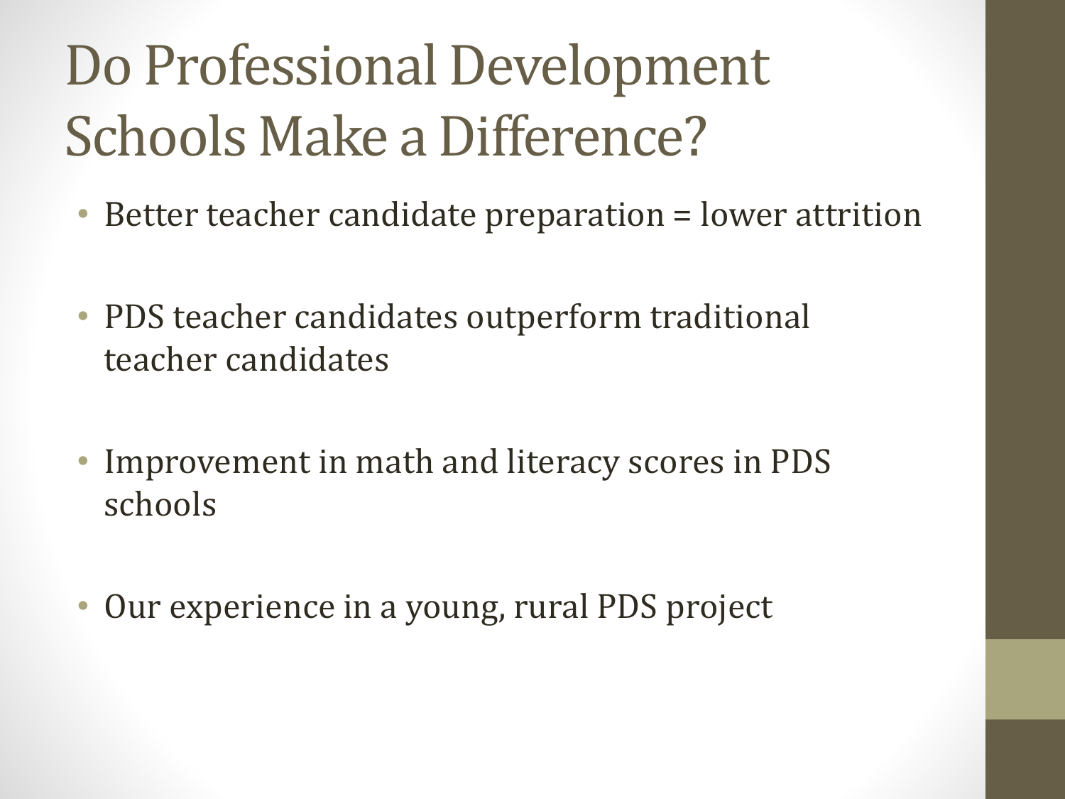# Do Professional Development Schools Make a Difference?

- Better teacher candidate preparation = lower attrition
- PDS teacher candidates outperform traditional teacher candidates
- Improvement in math and literacy scores in PDS schools
- Our experience in a young, rural PDS project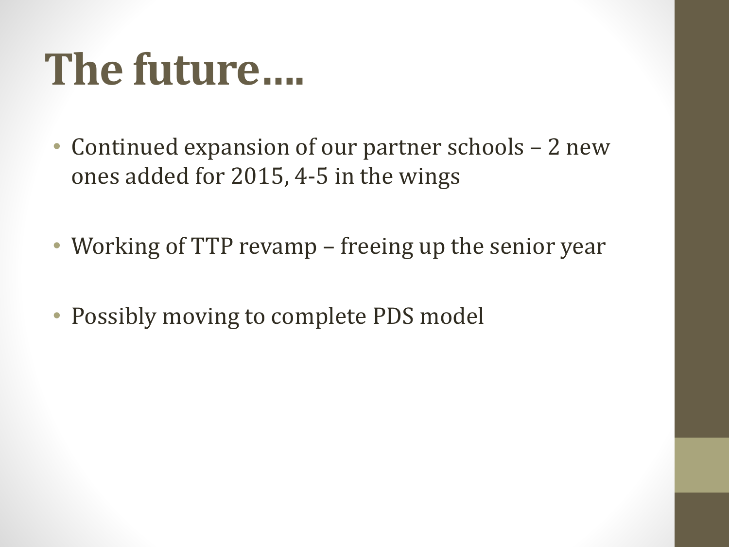# The future….

- Continued expansion of our partner schools – 2 new ones added for 2015, 4-5 in the wings
- Working of TTP revamp – freeing up the senior year
- Possibly moving to complete PDS model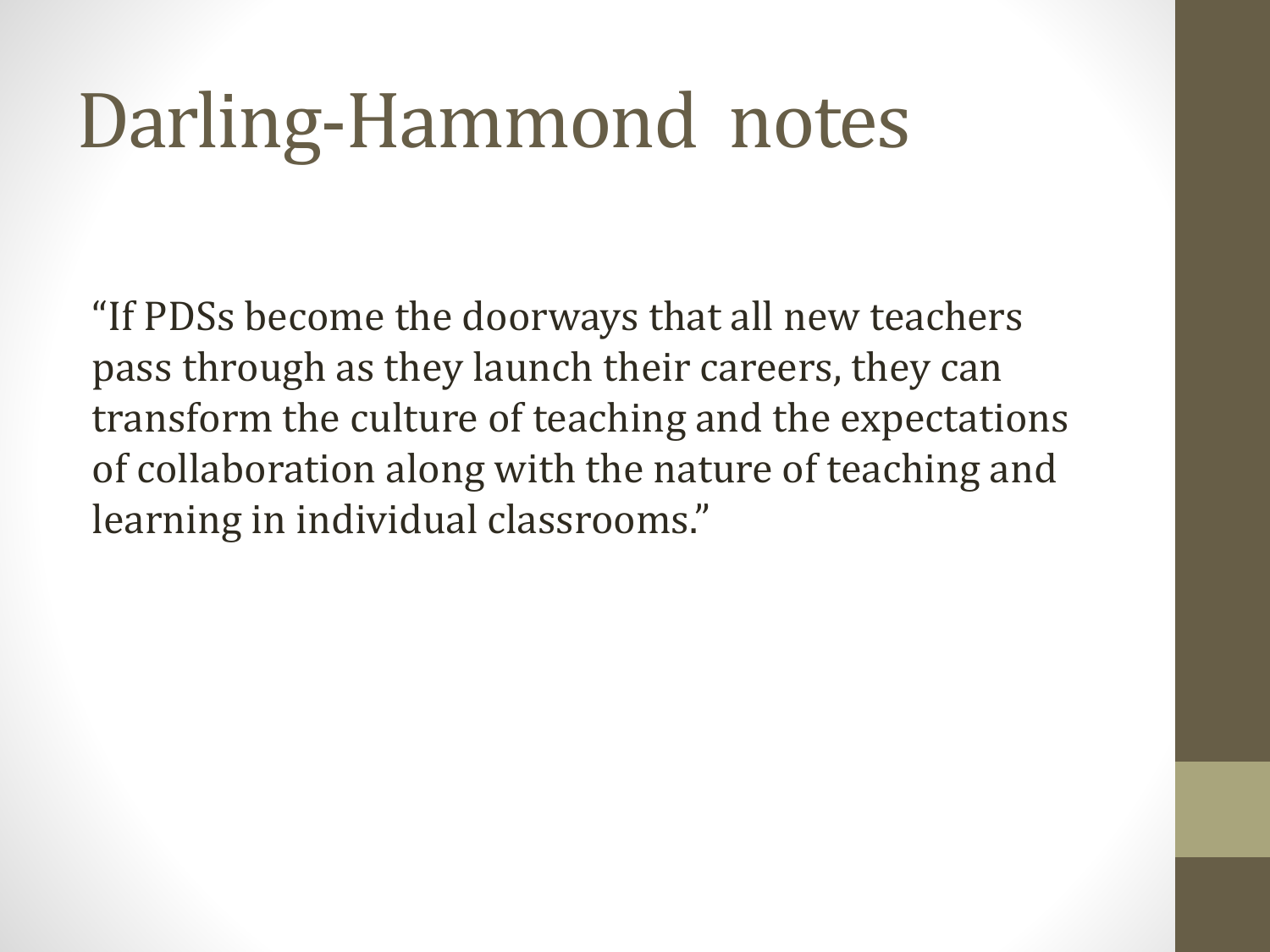# Darling-Hammond notes

"If PDSs become the doorways that all new teachers pass through as they launch their careers, they can transform the culture of teaching and the expectations of collaboration along with the nature of teaching and learning in individual classrooms."